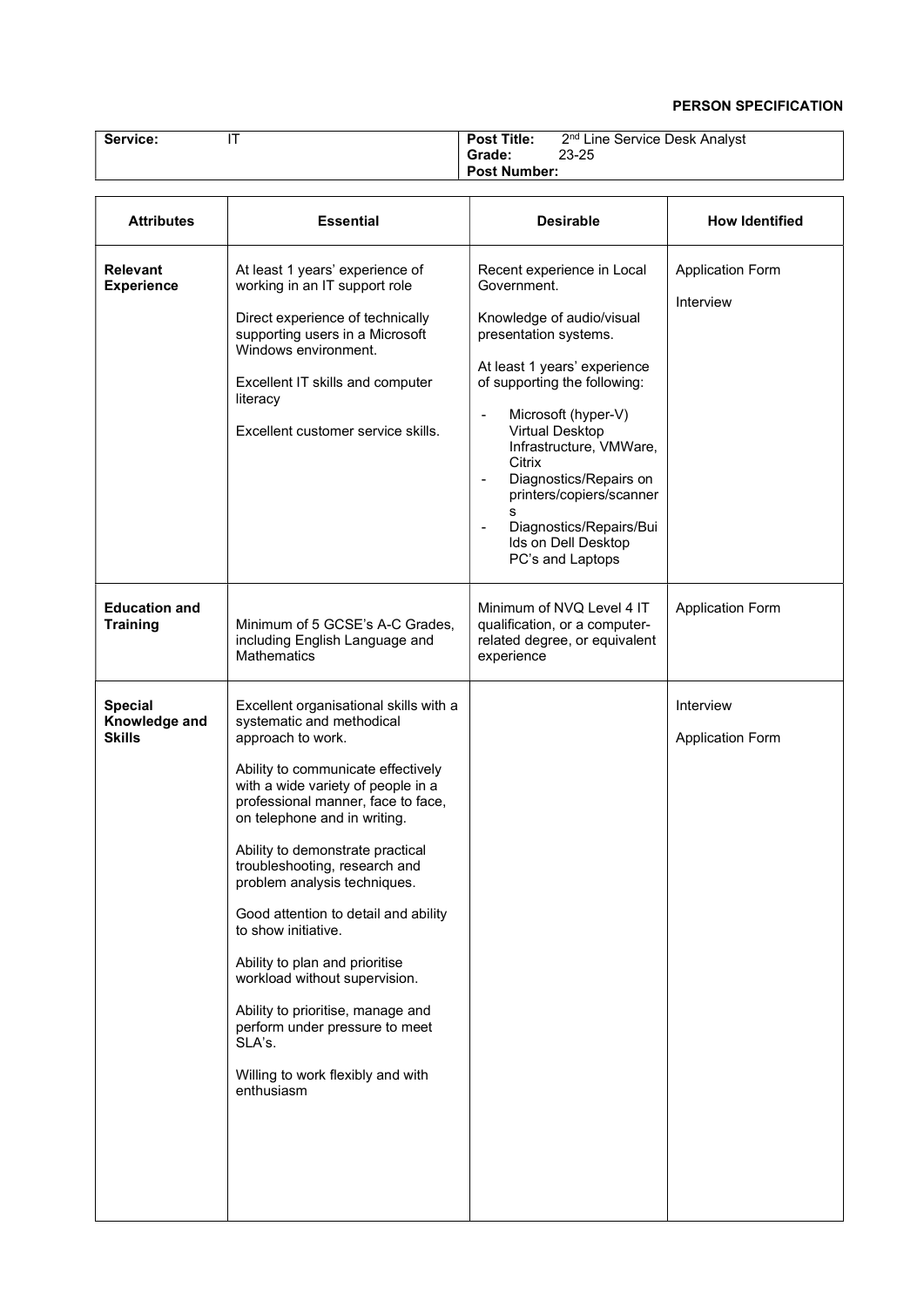**PERSON SPECIFICATION**

| **Service:** IT | **Post Title:** 2nd Line Service Desk Analyst<br>**Grade:** 23-25<br>**Post Number:** |
|---|---|

| **Attributes** | **Essential** | **Desirable** | **How Identified** |
|---|---|---|---|
| **Relevant Experience** | At least 1 years' experience of working in an IT support role<br><br>Direct experience of technically supporting users in a Microsoft Windows environment.<br><br>Excellent IT skills and computer literacy<br><br>Excellent customer service skills. | Recent experience in Local Government.<br><br>Knowledge of audio/visual presentation systems.<br><br>At least 1 years' experience of supporting the following:<br>- Microsoft (hyper-V) Virtual Desktop Infrastructure, VMWare, Citrix<br>- Diagnostics/Repairs on printers/copiers/scanners<br>- Diagnostics/Repairs/Builds on Dell Desktop PC's and Laptops | Application Form<br><br>Interview |
| **Education and Training** | Minimum of 5 GCSE's A-C Grades, including English Language and Mathematics | Minimum of NVQ Level 4 IT qualification, or a computer-related degree, or equivalent experience | Application Form |
| **Special Knowledge and Skills** | Excellent organisational skills with a systematic and methodical approach to work.<br><br>Ability to communicate effectively with a wide variety of people in a professional manner, face to face, on telephone and in writing.<br><br>Ability to demonstrate practical troubleshooting, research and problem analysis techniques.<br><br>Good attention to detail and ability to show initiative.<br><br>Ability to plan and prioritise workload without supervision.<br><br>Ability to prioritise, manage and perform under pressure to meet SLA's.<br><br>Willing to work flexibly and with enthusiasm | | Interview<br><br>Application Form |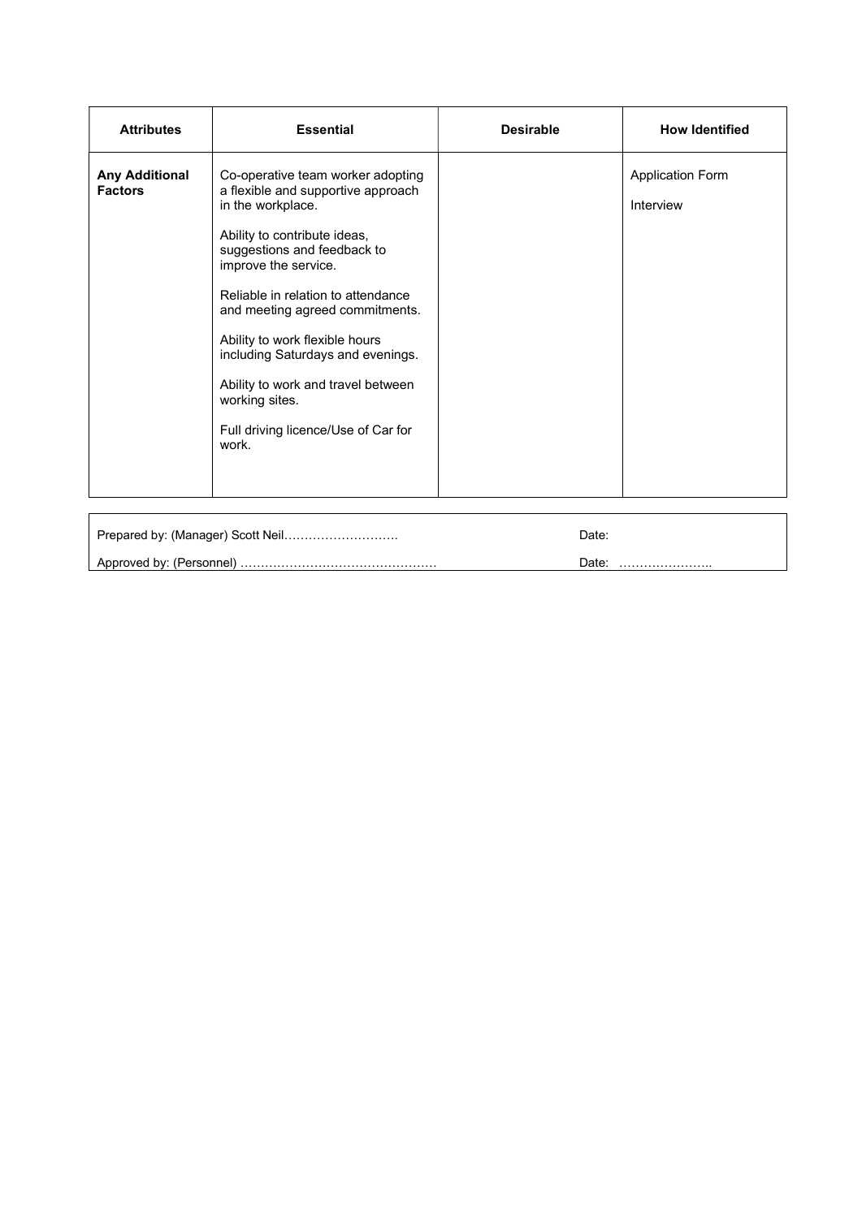| Attributes | Essential | Desirable | How Identified |
|---|---|---|---|
| **Any Additional Factors** | Co-operative team worker adopting a flexible and supportive approach in the workplace.<br><br>Ability to contribute ideas, suggestions and feedback to improve the service.<br><br>Reliable in relation to attendance and meeting agreed commitments.<br><br>Ability to work flexible hours including Saturdays and evenings.<br><br>Ability to work and travel between working sites.<br><br>Full driving licence/Use of Car for work. | | Application Form<br><br>Interview |

| | |
|---|---|
| Prepared by: (Manager) Scott Neil………………………. | Date: |
| Approved by: (Personnel) ………………………………………… | Date: ………………….. |